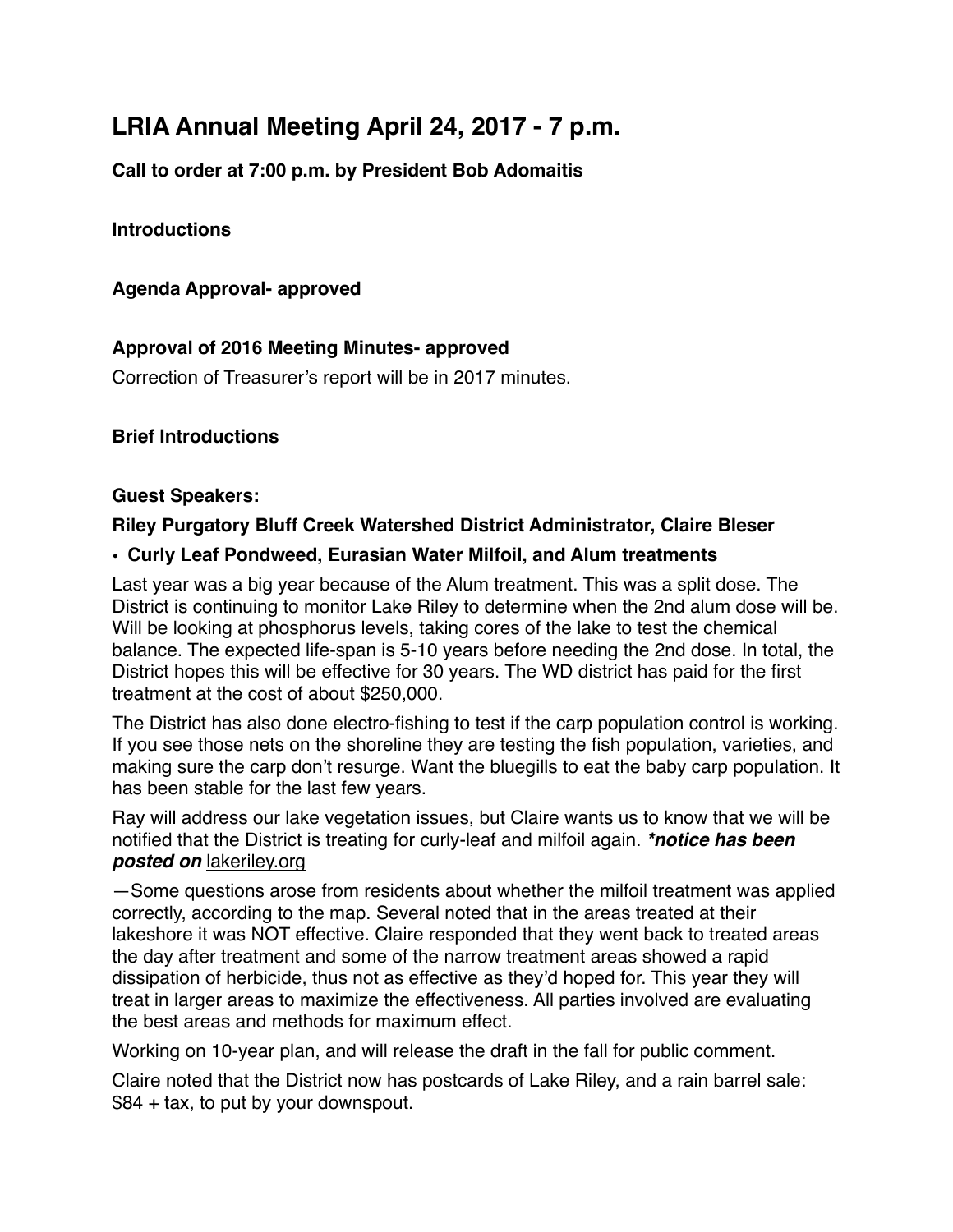# LRIA Annual Meeting April 24, 2017 - 7 p.m.

**Call to order at 7:00 p.m. by President Bob Adomaitis**

**Introductions**

**Agenda Approval- approved**

**Approval of 2016 Meeting Minutes- approved**

Correction of Treasurer's report will be in 2017 minutes.

**Brief Introductions**

**Guest Speakers:**

**Riley Purgatory Bluff Creek Watershed District Administrator, Claire Bleser**

- **Curly Leaf Pondweed, Eurasian Water Milfoil, and Alum treatments**

Last year was a big year because of the Alum treatment. This was a split dose. The District is continuing to monitor Lake Riley to determine when the 2nd alum dose will be. Will be looking at phosphorus levels, taking cores of the lake to test the chemical balance. The expected life-span is 5-10 years before needing the 2nd dose. In total, the District hopes this will be effective for 30 years. The WD district has paid for the first treatment at the cost of about $250,000.

The District has also done electro-fishing to test if the carp population control is working. If you see those nets on the shoreline they are testing the fish population, varieties, and making sure the carp don't resurge. Want the bluegills to eat the baby carp population. It has been stable for the last few years.

Ray will address our lake vegetation issues, but Claire wants us to know that we will be notified that the District is treating for curly-leaf and milfoil again. ***\*notice has been posted on*** lakeriley.org

—Some questions arose from residents about whether the milfoil treatment was applied correctly, according to the map. Several noted that in the areas treated at their lakeshore it was NOT effective. Claire responded that they went back to treated areas the day after treatment and some of the narrow treatment areas showed a rapid dissipation of herbicide, thus not as effective as they'd hoped for. This year they will treat in larger areas to maximize the effectiveness. All parties involved are evaluating the best areas and methods for maximum effect.

Working on 10-year plan, and will release the draft in the fall for public comment.

Claire noted that the District now has postcards of Lake Riley, and a rain barrel sale: $84 + tax, to put by your downspout.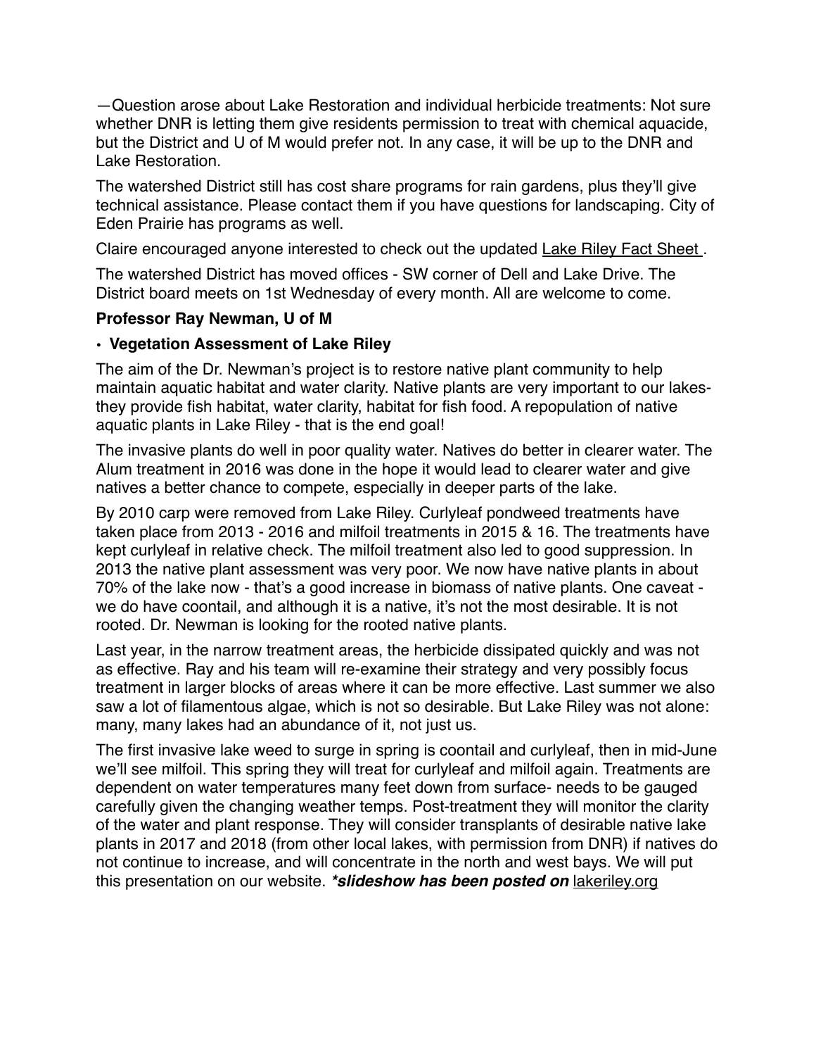—Question arose about Lake Restoration and individual herbicide treatments: Not sure whether DNR is letting them give residents permission to treat with chemical aquacide, but the District and U of M would prefer not. In any case, it will be up to the DNR and Lake Restoration.

The watershed District still has cost share programs for rain gardens, plus they'll give technical assistance. Please contact them if you have questions for landscaping. City of Eden Prairie has programs as well.

Claire encouraged anyone interested to check out the updated Lake Riley Fact Sheet .

The watershed District has moved offices - SW corner of Dell and Lake Drive. The District board meets on 1st Wednesday of every month. All are welcome to come.

**Professor Ray Newman, U of M**

- **Vegetation Assessment of Lake Riley**

The aim of the Dr. Newman's project is to restore native plant community to help maintain aquatic habitat and water clarity. Native plants are very important to our lakes- they provide fish habitat, water clarity, habitat for fish food. A repopulation of native aquatic plants in Lake Riley - that is the end goal!

The invasive plants do well in poor quality water. Natives do better in clearer water. The Alum treatment in 2016 was done in the hope it would lead to clearer water and give natives a better chance to compete, especially in deeper parts of the lake.

By 2010 carp were removed from Lake Riley. Curlyleaf pondweed treatments have taken place from 2013 - 2016 and milfoil treatments in 2015 & 16. The treatments have kept curlyleaf in relative check. The milfoil treatment also led to good suppression. In 2013 the native plant assessment was very poor. We now have native plants in about 70% of the lake now - that's a good increase in biomass of native plants. One caveat - we do have coontail, and although it is a native, it's not the most desirable. It is not rooted. Dr. Newman is looking for the rooted native plants.

Last year, in the narrow treatment areas, the herbicide dissipated quickly and was not as effective. Ray and his team will re-examine their strategy and very possibly focus treatment in larger blocks of areas where it can be more effective. Last summer we also saw a lot of filamentous algae, which is not so desirable. But Lake Riley was not alone: many, many lakes had an abundance of it, not just us.

The first invasive lake weed to surge in spring is coontail and curlyleaf, then in mid-June we'll see milfoil. This spring they will treat for curlyleaf and milfoil again. Treatments are dependent on water temperatures many feet down from surface- needs to be gauged carefully given the changing weather temps. Post-treatment they will monitor the clarity of the water and plant response. They will consider transplants of desirable native lake plants in 2017 and 2018 (from other local lakes, with permission from DNR) if natives do not continue to increase, and will concentrate in the north and west bays. We will put this presentation on our website. ***\*slideshow has been posted on*** lakeriley.org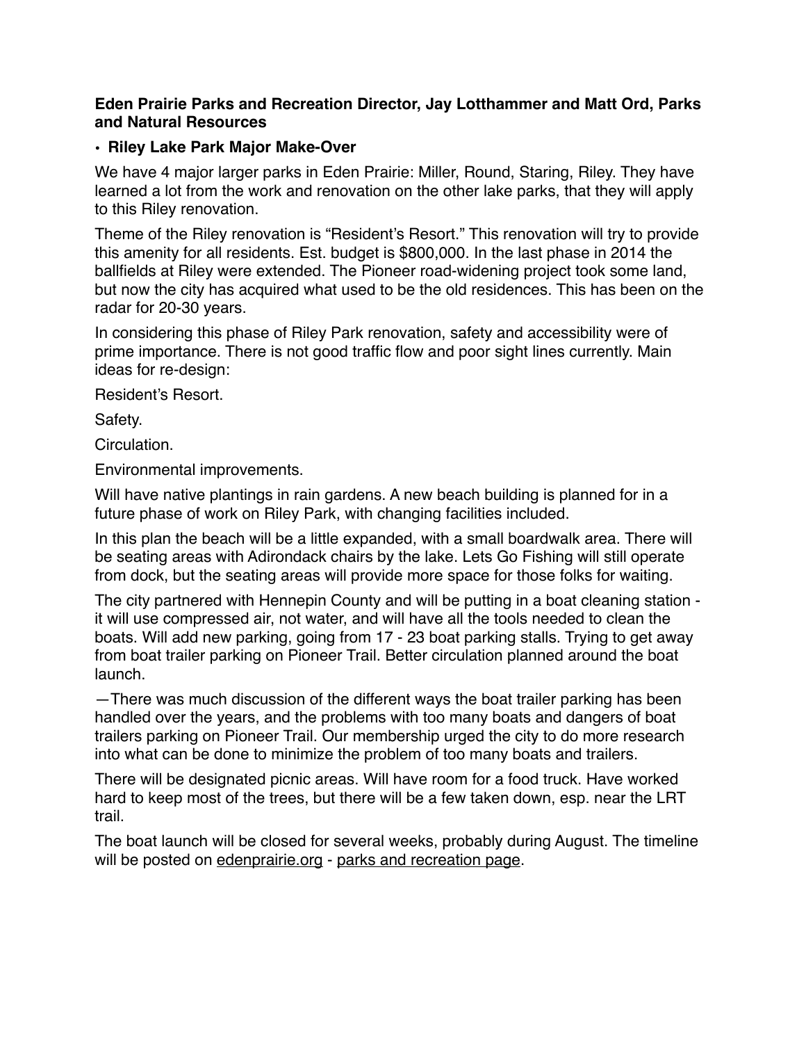**Eden Prairie Parks and Recreation Director, Jay Lotthammer and Matt Ord, Parks and Natural Resources**

- **Riley Lake Park Major Make-Over**

We have 4 major larger parks in Eden Prairie: Miller, Round, Staring, Riley. They have learned a lot from the work and renovation on the other lake parks, that they will apply to this Riley renovation.

Theme of the Riley renovation is "Resident's Resort." This renovation will try to provide this amenity for all residents. Est. budget is $800,000. In the last phase in 2014 the ballfields at Riley were extended. The Pioneer road-widening project took some land, but now the city has acquired what used to be the old residences. This has been on the radar for 20-30 years.

In considering this phase of Riley Park renovation, safety and accessibility were of prime importance. There is not good traffic flow and poor sight lines currently. Main ideas for re-design:

Resident's Resort.

Safety.

Circulation.

Environmental improvements.

Will have native plantings in rain gardens. A new beach building is planned for in a future phase of work on Riley Park, with changing facilities included.

In this plan the beach will be a little expanded, with a small boardwalk area. There will be seating areas with Adirondack chairs by the lake. Lets Go Fishing will still operate from dock, but the seating areas will provide more space for those folks for waiting.

The city partnered with Hennepin County and will be putting in a boat cleaning station - it will use compressed air, not water, and will have all the tools needed to clean the boats. Will add new parking, going from 17 - 23 boat parking stalls. Trying to get away from boat trailer parking on Pioneer Trail. Better circulation planned around the boat launch.

—There was much discussion of the different ways the boat trailer parking has been handled over the years, and the problems with too many boats and dangers of boat trailers parking on Pioneer Trail. Our membership urged the city to do more research into what can be done to minimize the problem of too many boats and trailers.

There will be designated picnic areas. Will have room for a food truck. Have worked hard to keep most of the trees, but there will be a few taken down, esp. near the LRT trail.

The boat launch will be closed for several weeks, probably during August. The timeline will be posted on edenprairie.org - parks and recreation page.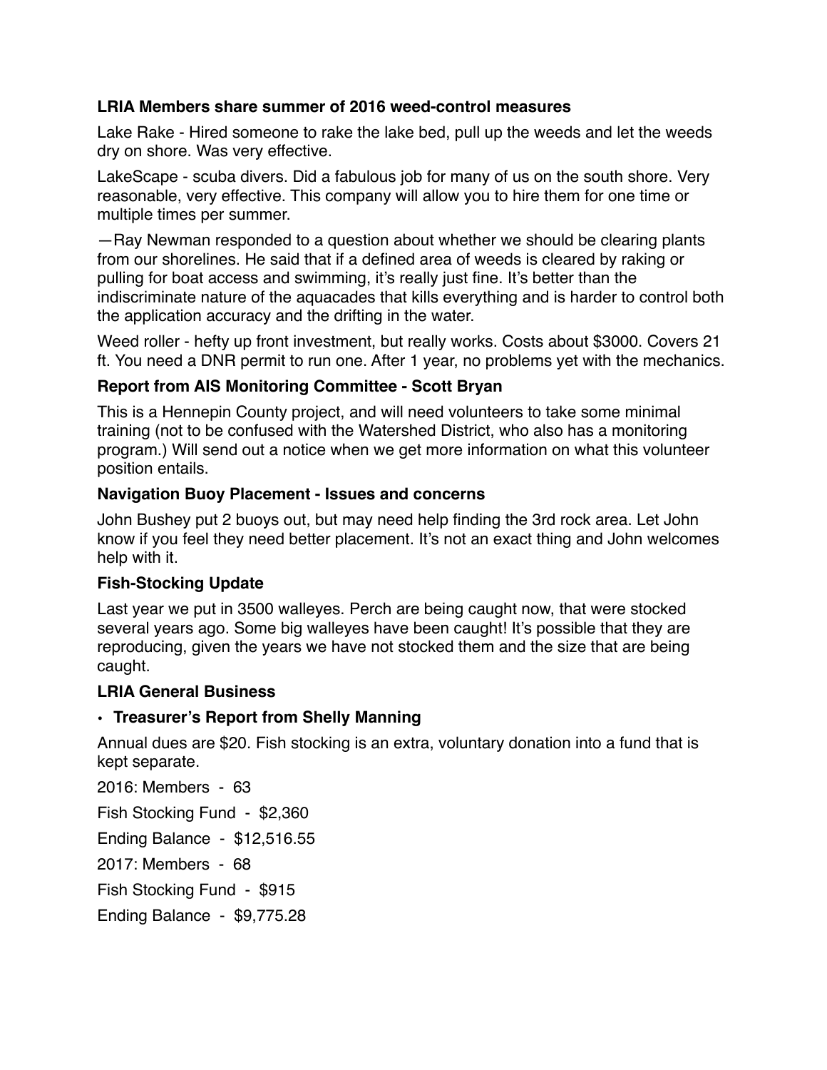**LRIA Members share summer of 2016 weed-control measures**

Lake Rake - Hired someone to rake the lake bed, pull up the weeds and let the weeds dry on shore. Was very effective.

LakeScape - scuba divers. Did a fabulous job for many of us on the south shore. Very reasonable, very effective. This company will allow you to hire them for one time or multiple times per summer.

—Ray Newman responded to a question about whether we should be clearing plants from our shorelines. He said that if a defined area of weeds is cleared by raking or pulling for boat access and swimming, it's really just fine. It's better than the indiscriminate nature of the aquacades that kills everything and is harder to control both the application accuracy and the drifting in the water.

Weed roller - hefty up front investment, but really works. Costs about $3000. Covers 21 ft. You need a DNR permit to run one. After 1 year, no problems yet with the mechanics.

**Report from AIS Monitoring Committee - Scott Bryan**

This is a Hennepin County project, and will need volunteers to take some minimal training (not to be confused with the Watershed District, who also has a monitoring program.) Will send out a notice when we get more information on what this volunteer position entails.

**Navigation Buoy Placement - Issues and concerns**

John Bushey put 2 buoys out, but may need help finding the 3rd rock area. Let John know if you feel they need better placement. It's not an exact thing and John welcomes help with it.

**Fish-Stocking Update**

Last year we put in 3500 walleyes. Perch are being caught now, that were stocked several years ago. Some big walleyes have been caught! It's possible that they are reproducing, given the years we have not stocked them and the size that are being caught.

**LRIA General Business**

- **Treasurer's Report from Shelly Manning**

Annual dues are $20. Fish stocking is an extra, voluntary donation into a fund that is kept separate.

2016: Members - 63

Fish Stocking Fund - $2,360

Ending Balance - $12,516.55

2017: Members - 68

Fish Stocking Fund - $915

Ending Balance - $9,775.28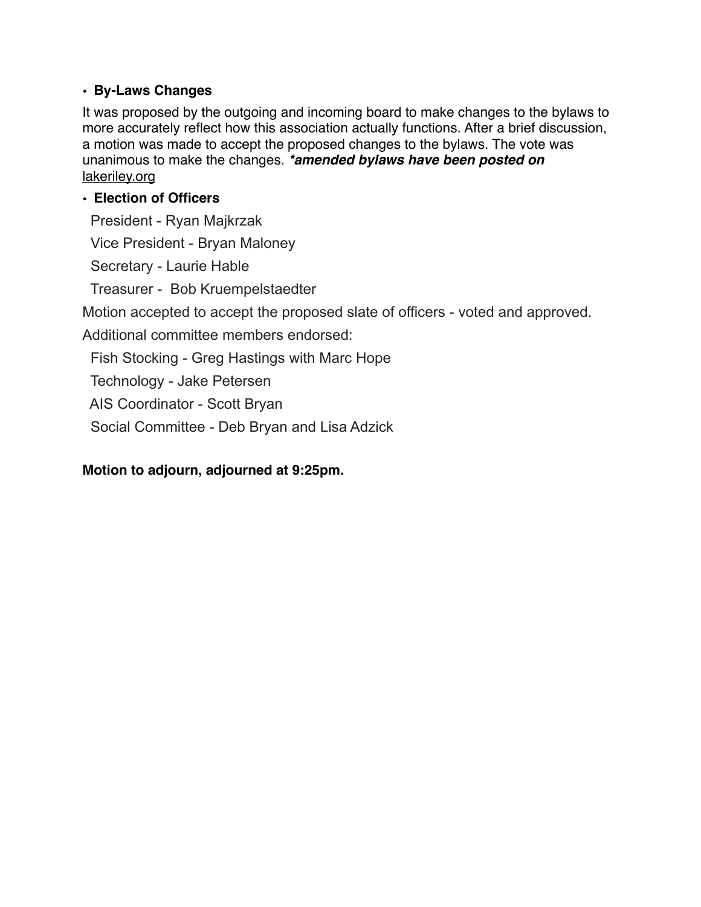- **By-Laws Changes**

It was proposed by the outgoing and incoming board to make changes to the bylaws to more accurately reflect how this association actually functions. After a brief discussion, a motion was made to accept the proposed changes to the bylaws. The vote was unanimous to make the changes. ***amended bylaws have been posted on** lakeriley.org

- **Election of Officers**

President - Ryan Majkrzak

Vice President - Bryan Maloney

Secretary - Laurie Hable

Treasurer - Bob Kruempelstaedter

Motion accepted to accept the proposed slate of officers - voted and approved.

Additional committee members endorsed:

Fish Stocking - Greg Hastings with Marc Hope

Technology - Jake Petersen

AIS Coordinator - Scott Bryan

Social Committee - Deb Bryan and Lisa Adzick

**Motion to adjourn, adjourned at 9:25pm.**